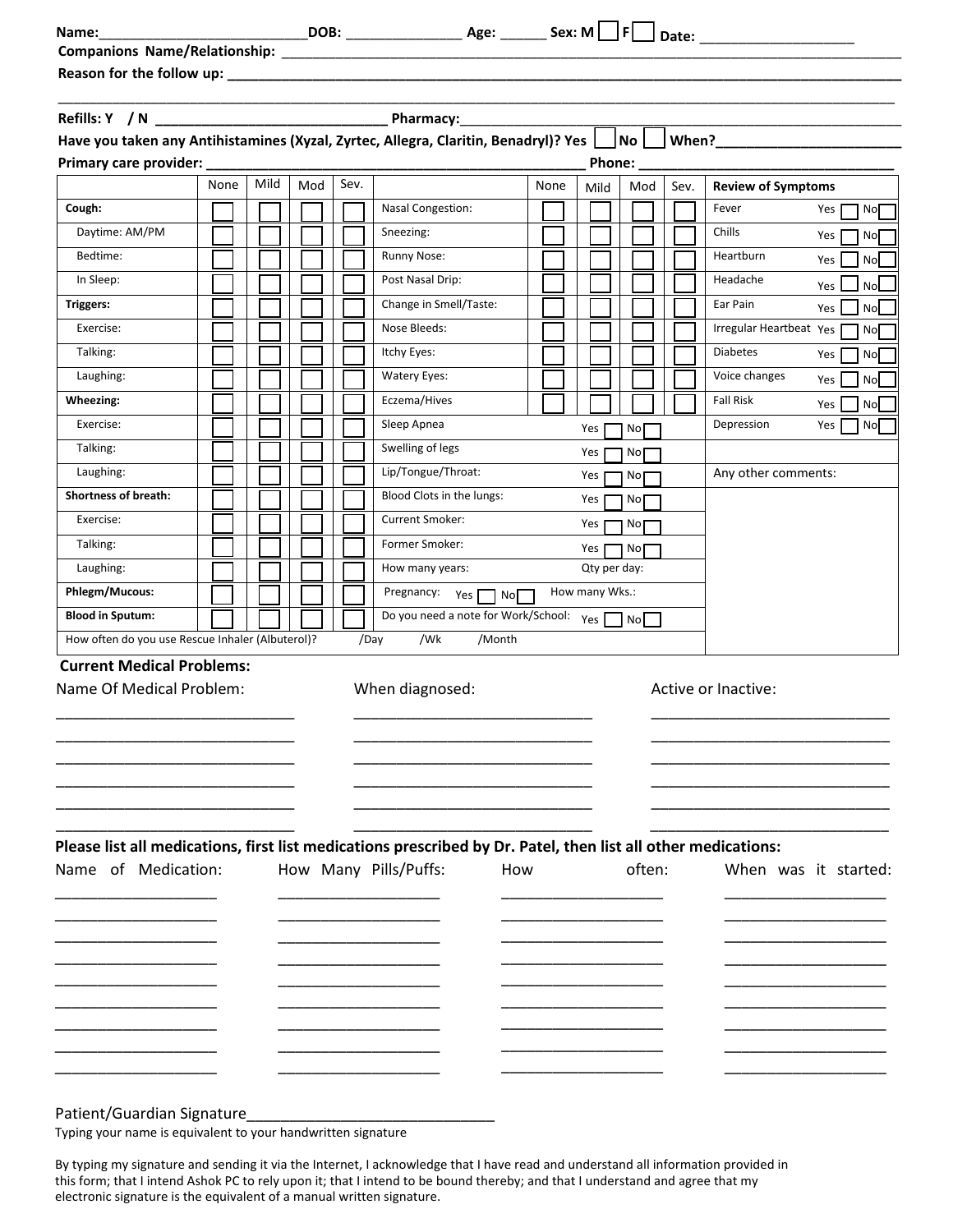**Name:**\_\_\_\_\_\_\_\_\_\_\_\_\_\_\_\_\_\_\_\_\_\_\_\_\_\_\_ **DOB:** \_\_\_\_\_\_\_\_\_\_\_\_\_\_ **Age:** \_\_\_\_\_\_ **Sex: M** ☐ **F** ☐ **Date:** \_\_\_\_\_\_\_\_\_\_\_\_\_\_\_\_\_\_\_

**Companions Name/Relationship:** \_\_\_\_\_\_\_\_\_\_\_\_\_\_\_\_\_\_\_\_\_\_\_\_\_\_\_\_\_\_\_\_\_\_\_\_\_\_\_\_\_\_\_\_\_\_\_\_\_\_\_\_\_\_\_\_\_\_\_\_\_\_\_\_\_\_\_\_\_\_\_\_\_\_\_\_

**Reason for the follow up:** \_\_\_\_\_\_\_\_\_\_\_\_\_\_\_\_\_\_\_\_\_\_\_\_\_\_\_\_\_\_\_\_\_\_\_\_\_\_\_\_\_\_\_\_\_\_\_\_\_\_\_\_\_\_\_\_\_\_\_\_\_\_\_\_\_\_\_\_\_\_\_\_\_\_\_\_\_\_\_\_\_\_

\_\_\_\_\_\_\_\_\_\_\_\_\_\_\_\_\_\_\_\_\_\_\_\_\_\_\_\_\_\_\_\_\_\_\_\_\_\_\_\_\_\_\_\_\_\_\_\_\_\_\_\_\_\_\_\_\_\_\_\_\_\_\_\_\_\_\_\_\_\_\_\_\_\_\_\_\_\_\_\_\_\_\_\_\_\_\_\_\_\_\_\_\_\_\_\_\_\_\_\_\_\_\_\_\_\_

**Refills: Y / N** \_\_\_\_\_\_\_\_\_\_\_\_\_\_\_\_\_\_\_\_\_\_\_\_\_\_\_\_\_\_ **Pharmacy:**\_\_\_\_\_\_\_\_\_\_\_\_\_\_\_\_\_\_\_\_\_\_\_\_\_\_\_\_\_\_\_\_\_\_\_\_\_\_\_\_\_\_\_\_\_\_\_\_\_\_\_\_\_\_\_\_\_\_\_\_

**Have you taken any Antihistamines (Xyzal, Zyrtec, Allegra, Claritin, Benadryl)? Yes** ☐ **No** ☐ **When?**\_\_\_\_\_\_\_\_\_\_\_\_\_\_\_\_\_\_\_\_\_\_\_\_

**Primary care provider:** \_\_\_\_\_\_\_\_\_\_\_\_\_\_\_\_\_\_\_\_\_\_\_\_\_\_\_\_\_\_\_\_\_\_\_\_\_\_\_\_\_\_\_\_\_\_\_\_\_\_\_ **Phone:** \_\_\_\_\_\_\_\_\_\_\_\_\_\_\_\_\_\_\_\_\_\_\_\_\_\_\_\_\_\_\_\_\_

| | None | Mild | Mod | Sev. | | None | Mild | Mod | Sev. | **Review of Symptoms** |
|---|---|---|---|---|---|---|---|---|---|---|
| **Cough:** | ☐ | ☐ | ☐ | ☐ | Nasal Congestion: | ☐ | ☐ | ☐ | ☐ | Fever Yes ☐ No ☐ |
| Daytime: AM/PM | ☐ | ☐ | ☐ | ☐ | Sneezing: | ☐ | ☐ | ☐ | ☐ | Chills Yes ☐ No ☐ |
| Bedtime: | ☐ | ☐ | ☐ | ☐ | Runny Nose: | ☐ | ☐ | ☐ | ☐ | Heartburn Yes ☐ No ☐ |
| In Sleep: | ☐ | ☐ | ☐ | ☐ | Post Nasal Drip: | ☐ | ☐ | ☐ | ☐ | Headache Yes ☐ No ☐ |
| **Triggers:** | ☐ | ☐ | ☐ | ☐ | Change in Smell/Taste: | ☐ | ☐ | ☐ | ☐ | Ear Pain Yes ☐ No ☐ |
| Exercise: | ☐ | ☐ | ☐ | ☐ | Nose Bleeds: | ☐ | ☐ | ☐ | ☐ | Irregular Heartbeat Yes ☐ No ☐ |
| Talking: | ☐ | ☐ | ☐ | ☐ | Itchy Eyes: | ☐ | ☐ | ☐ | ☐ | Diabetes Yes ☐ No ☐ |
| Laughing: | ☐ | ☐ | ☐ | ☐ | Watery Eyes: | ☐ | ☐ | ☐ | ☐ | Voice changes Yes ☐ No ☐ |
| **Wheezing:** | ☐ | ☐ | ☐ | ☐ | Eczema/Hives | ☐ | ☐ | ☐ | ☐ | Fall Risk Yes ☐ No ☐ |
| Exercise: | ☐ | ☐ | ☐ | ☐ | Sleep Apnea | | Yes ☐ | No ☐ | | Depression Yes ☐ No ☐ |
| Talking: | ☐ | ☐ | ☐ | ☐ | Swelling of legs | | Yes ☐ | No ☐ | | |
| Laughing: | ☐ | ☐ | ☐ | ☐ | Lip/Tongue/Throat: | | Yes ☐ | No ☐ | | Any other comments: |
| **Shortness of breath:** | ☐ | ☐ | ☐ | ☐ | Blood Clots in the lungs: | | Yes ☐ | No ☐ | | |
| Exercise: | ☐ | ☐ | ☐ | ☐ | Current Smoker: | | Yes ☐ | No ☐ | | |
| Talking: | ☐ | ☐ | ☐ | ☐ | Former Smoker: | | Yes ☐ | No ☐ | | |
| Laughing: | ☐ | ☐ | ☐ | ☐ | How many years: | | Qty per day: | | | |
| **Phlegm/Mucous:** | ☐ | ☐ | ☐ | ☐ | Pregnancy: Yes ☐ No ☐ | | How many Wks.: | | | |
| **Blood in Sputum:** | ☐ | ☐ | ☐ | ☐ | Do you need a note for Work/School: | | Yes ☐ | No ☐ | | |
| How often do you use Rescue Inhaler (Albuterol)? | | | | | /Day /Wk /Month | | | | | |

## Current Medical Problems:

| Name Of Medical Problem: | When diagnosed: | Active or Inactive: |
|---|---|---|
| | | |
| | | |
| | | |
| | | |
| | | |
| | | |

**Please list all medications, first list medications prescribed by Dr. Patel, then list all other medications:**

| Name of Medication: | How Many Pills/Puffs: | How often: | When was it started: |
|---|---|---|---|
| | | | |
| | | | |
| | | | |
| | | | |
| | | | |
| | | | |
| | | | |
| | | | |
| | | | |

Patient/Guardian Signature\_\_\_\_\_\_\_\_\_\_\_\_\_\_\_\_\_\_\_\_\_\_\_\_\_\_\_\_\_\_

Typing your name is equivalent to your handwritten signature

By typing my signature and sending it via the Internet, I acknowledge that I have read and understand all information provided in this form; that I intend Ashok PC to rely upon it; that I intend to be bound thereby; and that I understand and agree that my electronic signature is the equivalent of a manual written signature.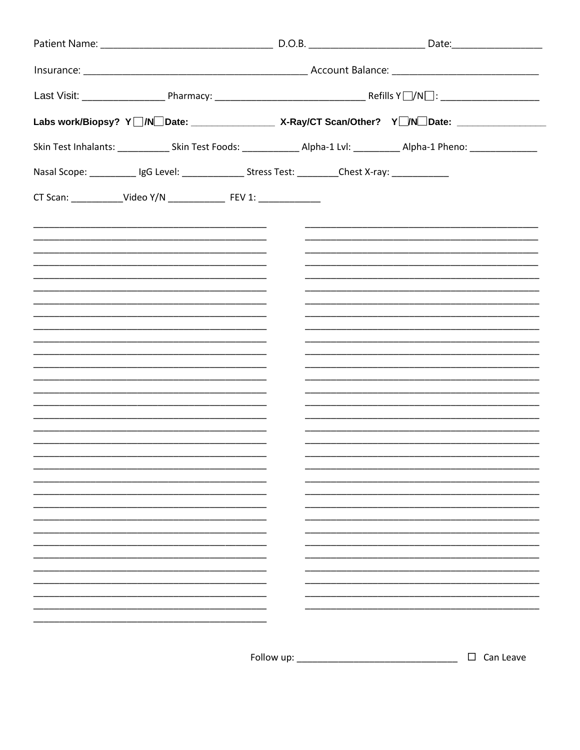Patient Name: ______________________________ D.O.B. ____________________ Date:________________

Insurance: ________________________________________ Account Balance: ___________________________

Last Visit: _______________ Pharmacy: ____________________________ Refills Y ☐/N ☐: ___________________

**Labs work/Biopsy? Y ☐/N ☐ Date:** _______________ **X-Ray/CT Scan/Other? Y ☐/N ☐ Date:** _______________

Skin Test Inhalants: __________ Skin Test Foods: ___________ Alpha-1 Lvl: _________ Alpha-1 Pheno: _____________

Nasal Scope: _________ IgG Level: ____________ Stress Test: ________Chest X-ray: ___________

CT Scan: __________Video Y/N ___________ FEV 1: ____________

Follow up: ______________________________ ☐ Can Leave